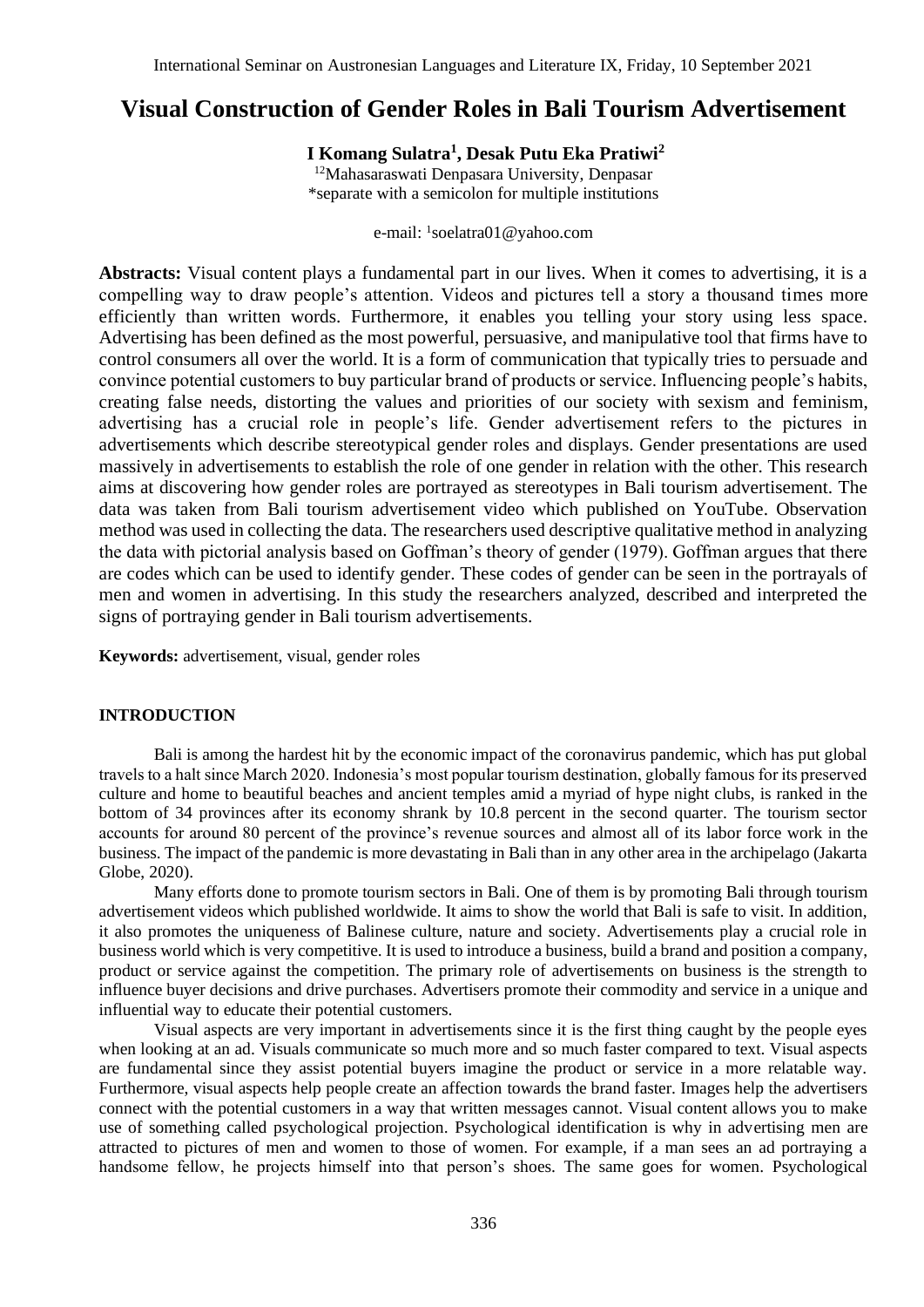# Visual Construction of Gender Roles in Bali Tourism Advertisement

**I Komang Sulatra[1], Desak Putu Eka Pratiwi[2]**

[12]Mahasaraswati Denpasara University, Denpasar
*separate with a semicolon for multiple institutions

e-mail: [1]soelatra01@yahoo.com

**Abstracts:** Visual content plays a fundamental part in our lives. When it comes to advertising, it is a compelling way to draw people's attention. Videos and pictures tell a story a thousand times more efficiently than written words. Furthermore, it enables you telling your story using less space. Advertising has been defined as the most powerful, persuasive, and manipulative tool that firms have to control consumers all over the world. It is a form of communication that typically tries to persuade and convince potential customers to buy particular brand of products or service. Influencing people's habits, creating false needs, distorting the values and priorities of our society with sexism and feminism, advertising has a crucial role in people's life. Gender advertisement refers to the pictures in advertisements which describe stereotypical gender roles and displays. Gender presentations are used massively in advertisements to establish the role of one gender in relation with the other. This research aims at discovering how gender roles are portrayed as stereotypes in Bali tourism advertisement. The data was taken from Bali tourism advertisement video which published on YouTube. Observation method was used in collecting the data. The researchers used descriptive qualitative method in analyzing the data with pictorial analysis based on Goffman's theory of gender (1979). Goffman argues that there are codes which can be used to identify gender. These codes of gender can be seen in the portrayals of men and women in advertising. In this study the researchers analyzed, described and interpreted the signs of portraying gender in Bali tourism advertisements.

**Keywords:** advertisement, visual, gender roles

## INTRODUCTION

Bali is among the hardest hit by the economic impact of the coronavirus pandemic, which has put global travels to a halt since March 2020. Indonesia's most popular tourism destination, globally famous for its preserved culture and home to beautiful beaches and ancient temples amid a myriad of hype night clubs, is ranked in the bottom of 34 provinces after its economy shrank by 10.8 percent in the second quarter. The tourism sector accounts for around 80 percent of the province's revenue sources and almost all of its labor force work in the business. The impact of the pandemic is more devastating in Bali than in any other area in the archipelago (Jakarta Globe, 2020).

Many efforts done to promote tourism sectors in Bali. One of them is by promoting Bali through tourism advertisement videos which published worldwide. It aims to show the world that Bali is safe to visit. In addition, it also promotes the uniqueness of Balinese culture, nature and society. Advertisements play a crucial role in business world which is very competitive. It is used to introduce a business, build a brand and position a company, product or service against the competition. The primary role of advertisements on business is the strength to influence buyer decisions and drive purchases. Advertisers promote their commodity and service in a unique and influential way to educate their potential customers.

Visual aspects are very important in advertisements since it is the first thing caught by the people eyes when looking at an ad. Visuals communicate so much more and so much faster compared to text. Visual aspects are fundamental since they assist potential buyers imagine the product or service in a more relatable way. Furthermore, visual aspects help people create an affection towards the brand faster. Images help the advertisers connect with the potential customers in a way that written messages cannot. Visual content allows you to make use of something called psychological projection. Psychological identification is why in advertising men are attracted to pictures of men and women to those of women. For example, if a man sees an ad portraying a handsome fellow, he projects himself into that person's shoes. The same goes for women. Psychological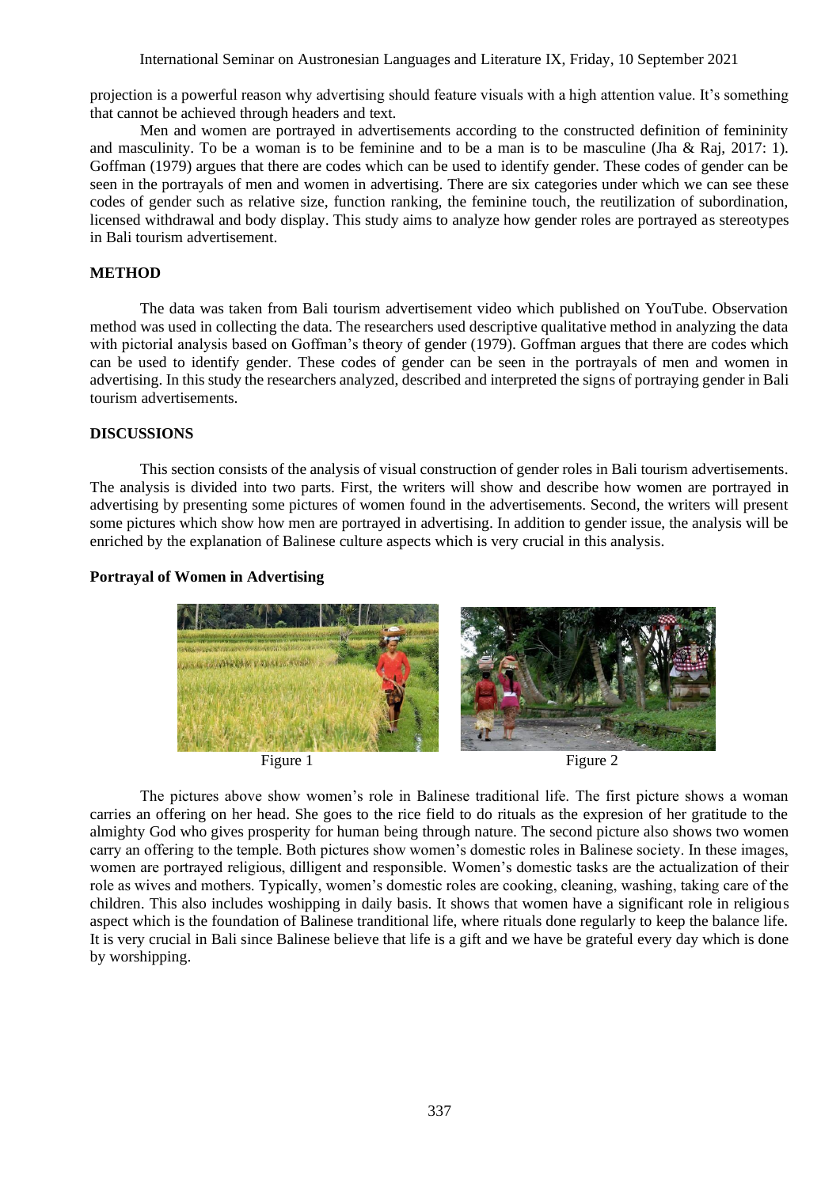projection is a powerful reason why advertising should feature visuals with a high attention value. It's something that cannot be achieved through headers and text.

Men and women are portrayed in advertisements according to the constructed definition of femininity and masculinity. To be a woman is to be feminine and to be a man is to be masculine (Jha & Raj, 2017: 1). Goffman (1979) argues that there are codes which can be used to identify gender. These codes of gender can be seen in the portrayals of men and women in advertising. There are six categories under which we can see these codes of gender such as relative size, function ranking, the feminine touch, the reutilization of subordination, licensed withdrawal and body display. This study aims to analyze how gender roles are portrayed as stereotypes in Bali tourism advertisement.

## METHOD

The data was taken from Bali tourism advertisement video which published on YouTube. Observation method was used in collecting the data. The researchers used descriptive qualitative method in analyzing the data with pictorial analysis based on Goffman's theory of gender (1979). Goffman argues that there are codes which can be used to identify gender. These codes of gender can be seen in the portrayals of men and women in advertising. In this study the researchers analyzed, described and interpreted the signs of portraying gender in Bali tourism advertisements.

## DISCUSSIONS

This section consists of the analysis of visual construction of gender roles in Bali tourism advertisements. The analysis is divided into two parts. First, the writers will show and describe how women are portrayed in advertising by presenting some pictures of women found in the advertisements. Second, the writers will present some pictures which show how men are portrayed in advertising. In addition to gender issue, the analysis will be enriched by the explanation of Balinese culture aspects which is very crucial in this analysis.

### Portrayal of Women in Advertising

Figure 1

Figure 2

The pictures above show women's role in Balinese traditional life. The first picture shows a woman carries an offering on her head. She goes to the rice field to do rituals as the expresion of her gratitude to the almighty God who gives prosperity for human being through nature. The second picture also shows two women carry an offering to the temple. Both pictures show women's domestic roles in Balinese society. In these images, women are portrayed religious, dilligent and responsible. Women's domestic tasks are the actualization of their role as wives and mothers. Typically, women's domestic roles are cooking, cleaning, washing, taking care of the children. This also includes woshipping in daily basis. It shows that women have a significant role in religious aspect which is the foundation of Balinese tranditional life, where rituals done regularly to keep the balance life. It is very crucial in Bali since Balinese believe that life is a gift and we have be grateful every day which is done by worshipping.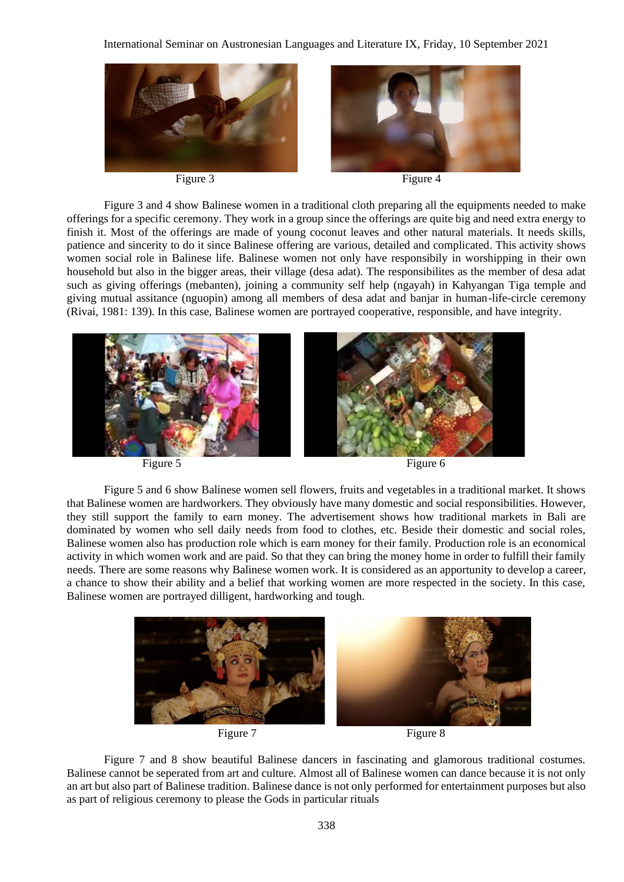Figure 3

Figure 4

Figure 3 and 4 show Balinese women in a traditional cloth preparing all the equipments needed to make offerings for a specific ceremony. They work in a group since the offerings are quite big and need extra energy to finish it. Most of the offerings are made of young coconut leaves and other natural materials. It needs skills, patience and sincerity to do it since Balinese offering are various, detailed and complicated. This activity shows women social role in Balinese life. Balinese women not only have responsibily in worshipping in their own household but also in the bigger areas, their village (desa adat). The responsibilites as the member of desa adat such as giving offerings (mebanten), joining a community self help (ngayah) in Kahyangan Tiga temple and giving mutual assitance (nguopin) among all members of desa adat and banjar in human-life-circle ceremony (Rivai, 1981: 139). In this case, Balinese women are portrayed cooperative, responsible, and have integrity.

Figure 5

Figure 6

Figure 5 and 6 show Balinese women sell flowers, fruits and vegetables in a traditional market. It shows that Balinese women are hardworkers. They obviously have many domestic and social responsibilities. However, they still support the family to earn money. The advertisement shows how traditional markets in Bali are dominated by women who sell daily needs from food to clothes, etc. Beside their domestic and social roles, Balinese women also has production role which is earn money for their family. Production role is an economical activity in which women work and are paid. So that they can bring the money home in order to fulfill their family needs. There are some reasons why Balinese women work. It is considered as an apportunity to develop a career, a chance to show their ability and a belief that working women are more respected in the society. In this case, Balinese women are portrayed dilligent, hardworking and tough.

Figure 7

Figure 8

Figure 7 and 8 show beautiful Balinese dancers in fascinating and glamorous traditional costumes. Balinese cannot be seperated from art and culture. Almost all of Balinese women can dance because it is not only an art but also part of Balinese tradition. Balinese dance is not only performed for entertainment purposes but also as part of religious ceremony to please the Gods in particular rituals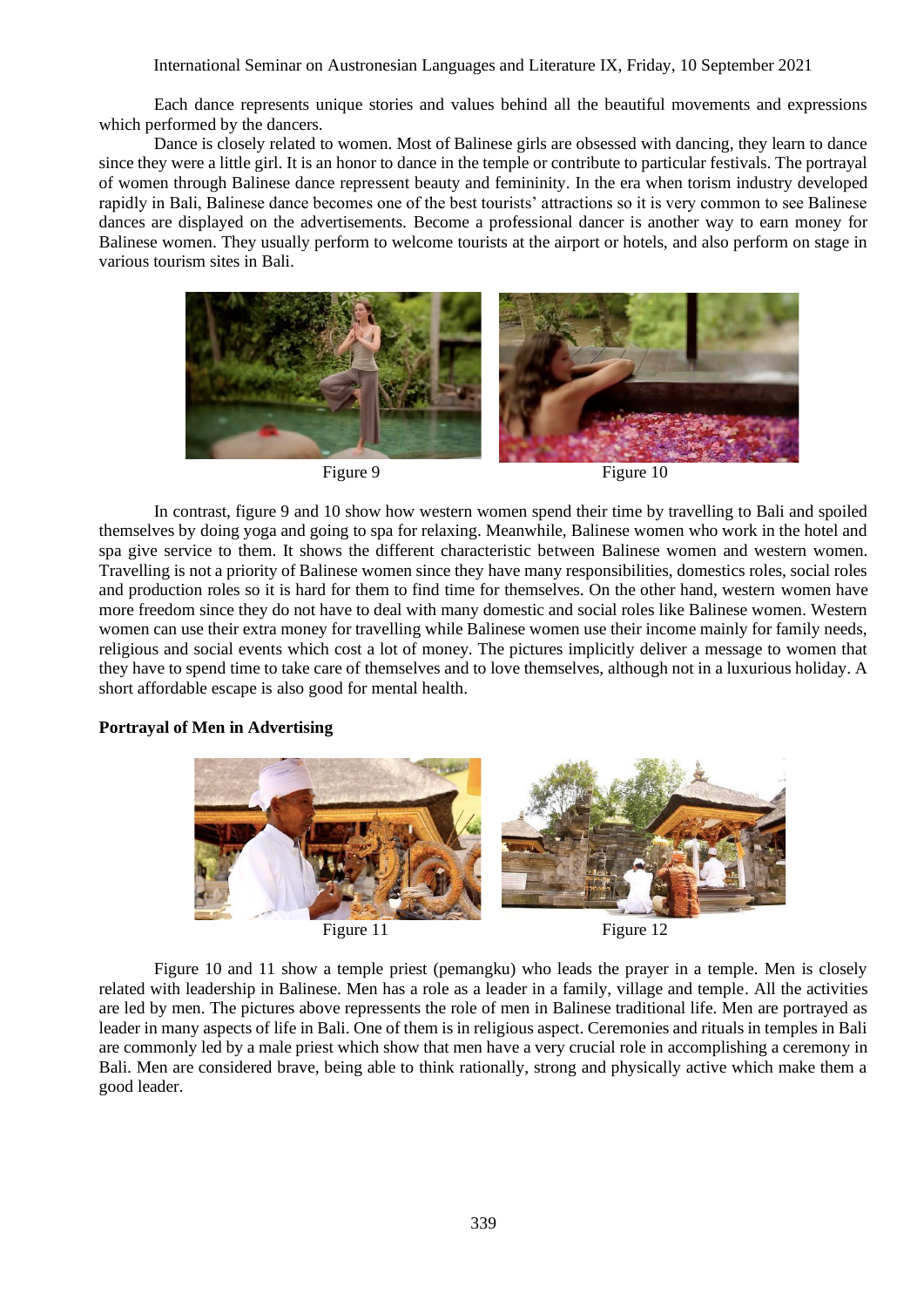Each dance represents unique stories and values behind all the beautiful movements and expressions which performed by the dancers.

Dance is closely related to women. Most of Balinese girls are obsessed with dancing, they learn to dance since they were a little girl. It is an honor to dance in the temple or contribute to particular festivals. The portrayal of women through Balinese dance repressent beauty and femininity. In the era when torism industry developed rapidly in Bali, Balinese dance becomes one of the best tourists' attractions so it is very common to see Balinese dances are displayed on the advertisements. Become a professional dancer is another way to earn money for Balinese women. They usually perform to welcome tourists at the airport or hotels, and also perform on stage in various tourism sites in Bali.

Figure 9

Figure 10

In contrast, figure 9 and 10 show how western women spend their time by travelling to Bali and spoiled themselves by doing yoga and going to spa for relaxing. Meanwhile, Balinese women who work in the hotel and spa give service to them. It shows the different characteristic between Balinese women and western women. Travelling is not a priority of Balinese women since they have many responsibilities, domestics roles, social roles and production roles so it is hard for them to find time for themselves. On the other hand, western women have more freedom since they do not have to deal with many domestic and social roles like Balinese women. Western women can use their extra money for travelling while Balinese women use their income mainly for family needs, religious and social events which cost a lot of money. The pictures implicitly deliver a message to women that they have to spend time to take care of themselves and to love themselves, although not in a luxurious holiday. A short affordable escape is also good for mental health.

**Portrayal of Men in Advertising**

Figure 11

Figure 12

Figure 10 and 11 show a temple priest (pemangku) who leads the prayer in a temple. Men is closely related with leadership in Balinese. Men has a role as a leader in a family, village and temple. All the activities are led by men. The pictures above repressents the role of men in Balinese traditional life. Men are portrayed as leader in many aspects of life in Bali. One of them is in religious aspect. Ceremonies and rituals in temples in Bali are commonly led by a male priest which show that men have a very crucial role in accomplishing a ceremony in Bali. Men are considered brave, being able to think rationally, strong and physically active which make them a good leader.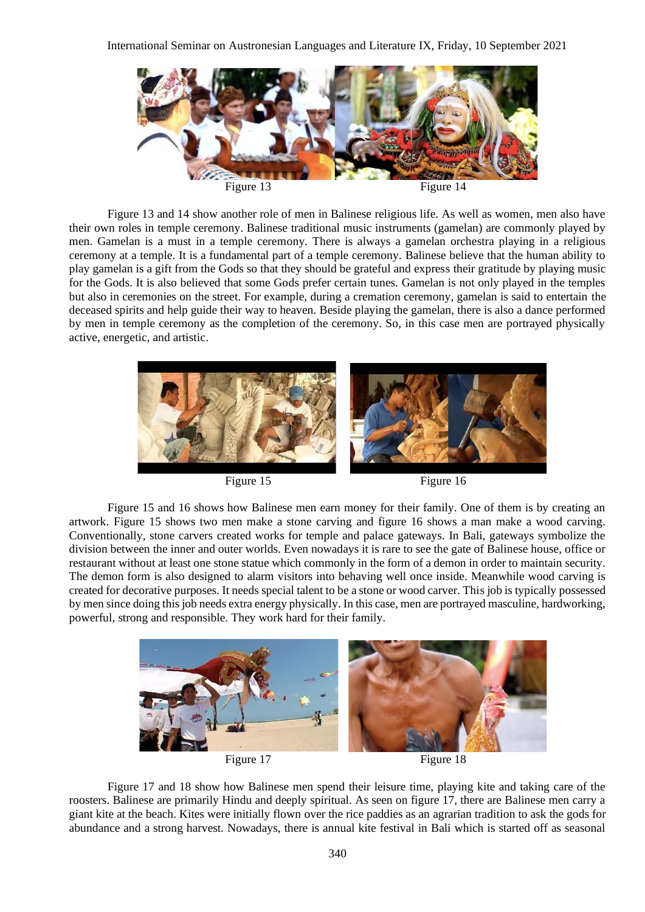Figure 13 Figure 14

Figure 13 and 14 show another role of men in Balinese religious life. As well as women, men also have their own roles in temple ceremony. Balinese traditional music instruments (gamelan) are commonly played by men. Gamelan is a must in a temple ceremony. There is always a gamelan orchestra playing in a religious ceremony at a temple. It is a fundamental part of a temple ceremony. Balinese believe that the human ability to play gamelan is a gift from the Gods so that they should be grateful and express their gratitude by playing music for the Gods. It is also believed that some Gods prefer certain tunes. Gamelan is not only played in the temples but also in ceremonies on the street. For example, during a cremation ceremony, gamelan is said to entertain the deceased spirits and help guide their way to heaven. Beside playing the gamelan, there is also a dance performed by men in temple ceremony as the completion of the ceremony. So, in this case men are portrayed physically active, energetic, and artistic.

Figure 15 Figure 16

Figure 15 and 16 shows how Balinese men earn money for their family. One of them is by creating an artwork. Figure 15 shows two men make a stone carving and figure 16 shows a man make a wood carving. Conventionally, stone carvers created works for temple and palace gateways. In Bali, gateways symbolize the division between the inner and outer worlds. Even nowadays it is rare to see the gate of Balinese house, office or restaurant without at least one stone statue which commonly in the form of a demon in order to maintain security. The demon form is also designed to alarm visitors into behaving well once inside. Meanwhile wood carving is created for decorative purposes. It needs special talent to be a stone or wood carver. This job is typically possessed by men since doing this job needs extra energy physically. In this case, men are portrayed masculine, hardworking, powerful, strong and responsible. They work hard for their family.

Figure 17 Figure 18

Figure 17 and 18 show how Balinese men spend their leisure time, playing kite and taking care of the roosters. Balinese are primarily Hindu and deeply spiritual. As seen on figure 17, there are Balinese men carry a giant kite at the beach. Kites were initially flown over the rice paddies as an agrarian tradition to ask the gods for abundance and a strong harvest. Nowadays, there is annual kite festival in Bali which is started off as seasonal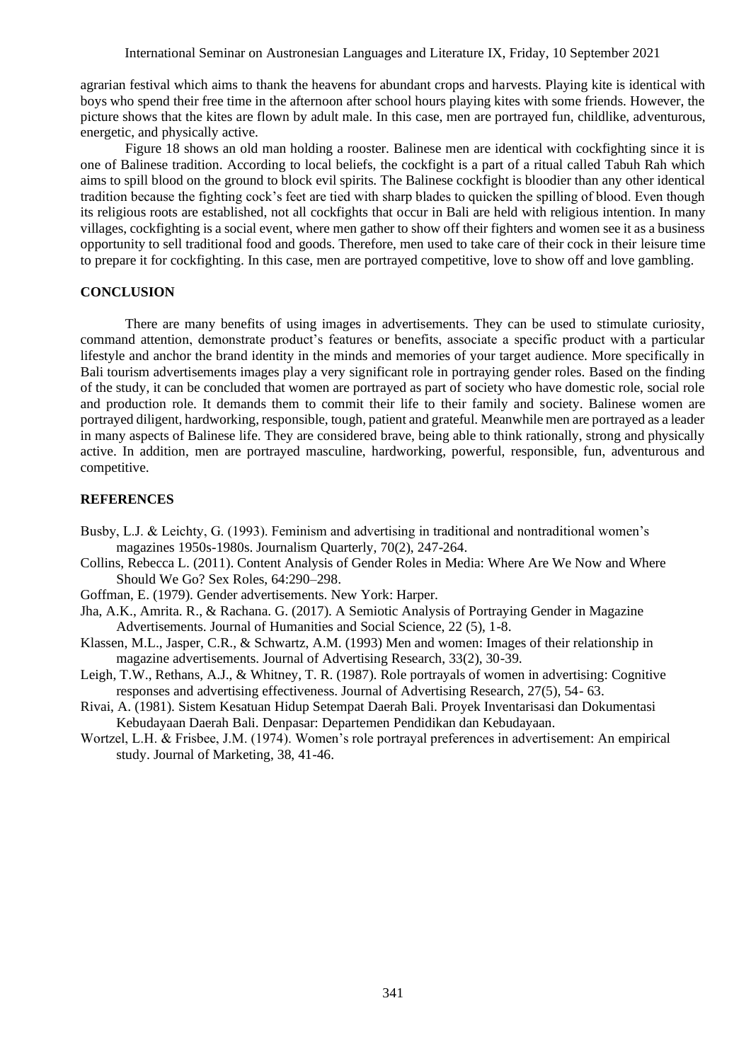agrarian festival which aims to thank the heavens for abundant crops and harvests. Playing kite is identical with boys who spend their free time in the afternoon after school hours playing kites with some friends. However, the picture shows that the kites are flown by adult male. In this case, men are portrayed fun, childlike, adventurous, energetic, and physically active.

Figure 18 shows an old man holding a rooster. Balinese men are identical with cockfighting since it is one of Balinese tradition. According to local beliefs, the cockfight is a part of a ritual called Tabuh Rah which aims to spill blood on the ground to block evil spirits. The Balinese cockfight is bloodier than any other identical tradition because the fighting cock's feet are tied with sharp blades to quicken the spilling of blood. Even though its religious roots are established, not all cockfights that occur in Bali are held with religious intention. In many villages, cockfighting is a social event, where men gather to show off their fighters and women see it as a business opportunity to sell traditional food and goods. Therefore, men used to take care of their cock in their leisure time to prepare it for cockfighting. In this case, men are portrayed competitive, love to show off and love gambling.

## CONCLUSION

There are many benefits of using images in advertisements. They can be used to stimulate curiosity, command attention, demonstrate product's features or benefits, associate a specific product with a particular lifestyle and anchor the brand identity in the minds and memories of your target audience. More specifically in Bali tourism advertisements images play a very significant role in portraying gender roles. Based on the finding of the study, it can be concluded that women are portrayed as part of society who have domestic role, social role and production role. It demands them to commit their life to their family and society. Balinese women are portrayed diligent, hardworking, responsible, tough, patient and grateful. Meanwhile men are portrayed as a leader in many aspects of Balinese life. They are considered brave, being able to think rationally, strong and physically active. In addition, men are portrayed masculine, hardworking, powerful, responsible, fun, adventurous and competitive.

## REFERENCES

Busby, L.J. & Leichty, G. (1993). Feminism and advertising in traditional and nontraditional women's magazines 1950s-1980s. Journalism Quarterly, 70(2), 247-264.

Collins, Rebecca L. (2011). Content Analysis of Gender Roles in Media: Where Are We Now and Where Should We Go? Sex Roles, 64:290–298.

Goffman, E. (1979). Gender advertisements. New York: Harper.

Jha, A.K., Amrita. R., & Rachana. G. (2017). A Semiotic Analysis of Portraying Gender in Magazine Advertisements. Journal of Humanities and Social Science, 22 (5), 1-8.

Klassen, M.L., Jasper, C.R., & Schwartz, A.M. (1993) Men and women: Images of their relationship in magazine advertisements. Journal of Advertising Research, 33(2), 30-39.

Leigh, T.W., Rethans, A.J., & Whitney, T. R. (1987). Role portrayals of women in advertising: Cognitive responses and advertising effectiveness. Journal of Advertising Research, 27(5), 54- 63.

Rivai, A. (1981). Sistem Kesatuan Hidup Setempat Daerah Bali. Proyek Inventarisasi dan Dokumentasi Kebudayaan Daerah Bali. Denpasar: Departemen Pendidikan dan Kebudayaan.

Wortzel, L.H. & Frisbee, J.M. (1974). Women's role portrayal preferences in advertisement: An empirical study. Journal of Marketing, 38, 41-46.